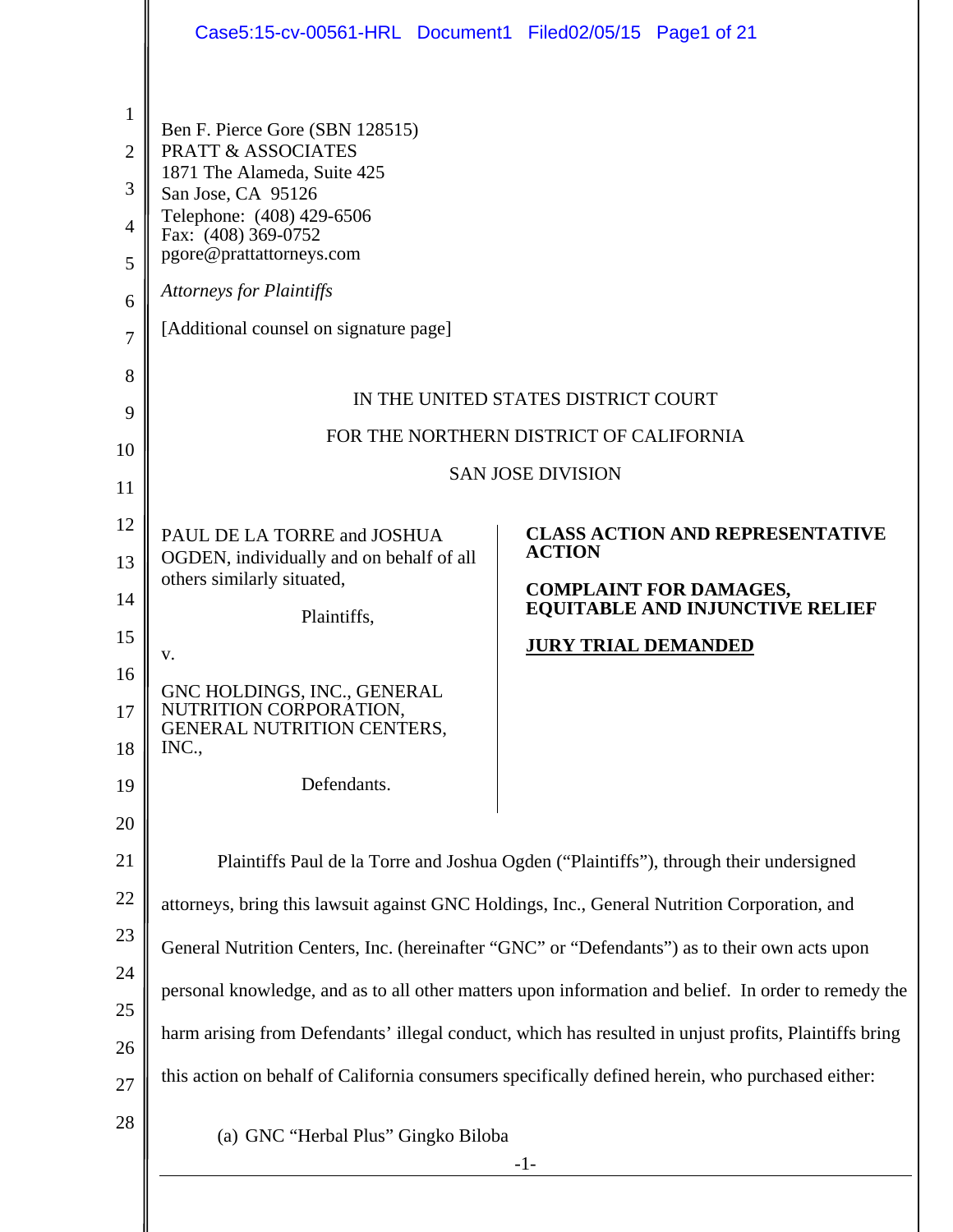Ben F. Pierce Gore (SBN 128515)
PRATT & ASSOCIATES
1871 The Alameda, Suite 425
San Jose, CA 95126
Telephone: (408) 429-6506
Fax: (408) 369-0752
pgore@prattattorneys.com

*Attorneys for Plaintiffs*

[Additional counsel on signature page]

IN THE UNITED STATES DISTRICT COURT

FOR THE NORTHERN DISTRICT OF CALIFORNIA

SAN JOSE DIVISION

PAUL DE LA TORRE and JOSHUA OGDEN, individually and on behalf of all others similarly situated,

Plaintiffs,

v.

GNC HOLDINGS, INC., GENERAL NUTRITION CORPORATION, GENERAL NUTRITION CENTERS, INC.,

Defendants.

**CLASS ACTION AND REPRESENTATIVE ACTION**

**COMPLAINT FOR DAMAGES, EQUITABLE AND INJUNCTIVE RELIEF**

**JURY TRIAL DEMANDED**

Plaintiffs Paul de la Torre and Joshua Ogden ("Plaintiffs"), through their undersigned attorneys, bring this lawsuit against GNC Holdings, Inc., General Nutrition Corporation, and General Nutrition Centers, Inc. (hereinafter "GNC" or "Defendants") as to their own acts upon personal knowledge, and as to all other matters upon information and belief. In order to remedy the harm arising from Defendants' illegal conduct, which has resulted in unjust profits, Plaintiffs bring this action on behalf of California consumers specifically defined herein, who purchased either:

(a) GNC "Herbal Plus" Gingko Biloba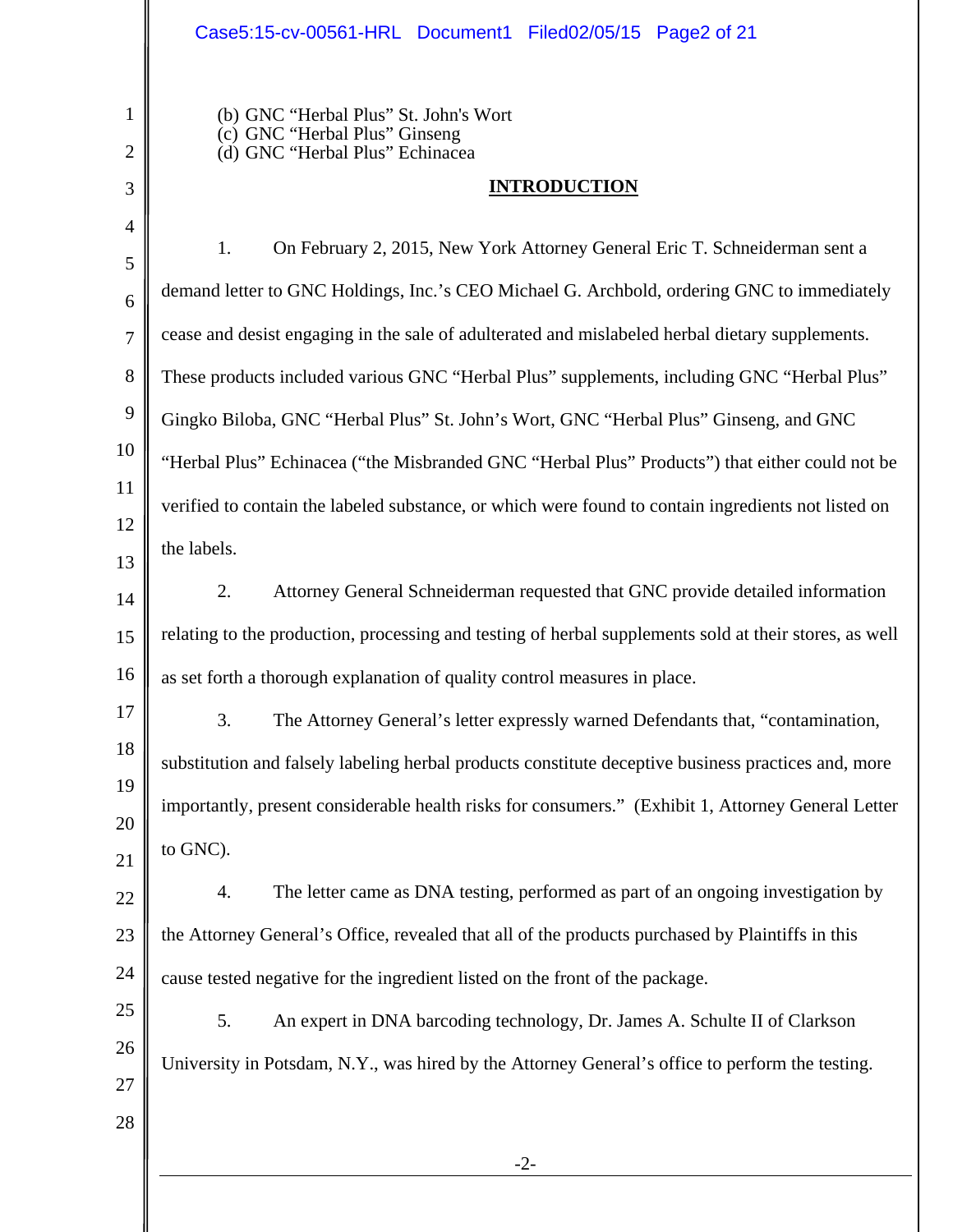(b) GNC "Herbal Plus" St. John's Wort
(c) GNC "Herbal Plus" Ginseng
(d) GNC "Herbal Plus" Echinacea

## INTRODUCTION

1. On February 2, 2015, New York Attorney General Eric T. Schneiderman sent a demand letter to GNC Holdings, Inc.'s CEO Michael G. Archbold, ordering GNC to immediately cease and desist engaging in the sale of adulterated and mislabeled herbal dietary supplements. These products included various GNC "Herbal Plus" supplements, including GNC "Herbal Plus" Gingko Biloba, GNC "Herbal Plus" St. John's Wort, GNC "Herbal Plus" Ginseng, and GNC "Herbal Plus" Echinacea ("the Misbranded GNC "Herbal Plus" Products") that either could not be verified to contain the labeled substance, or which were found to contain ingredients not listed on the labels.

2. Attorney General Schneiderman requested that GNC provide detailed information relating to the production, processing and testing of herbal supplements sold at their stores, as well as set forth a thorough explanation of quality control measures in place.

3. The Attorney General's letter expressly warned Defendants that, "contamination, substitution and falsely labeling herbal products constitute deceptive business practices and, more importantly, present considerable health risks for consumers." (Exhibit 1, Attorney General Letter to GNC).

4. The letter came as DNA testing, performed as part of an ongoing investigation by the Attorney General's Office, revealed that all of the products purchased by Plaintiffs in this cause tested negative for the ingredient listed on the front of the package.

5. An expert in DNA barcoding technology, Dr. James A. Schulte II of Clarkson University in Potsdam, N.Y., was hired by the Attorney General's office to perform the testing.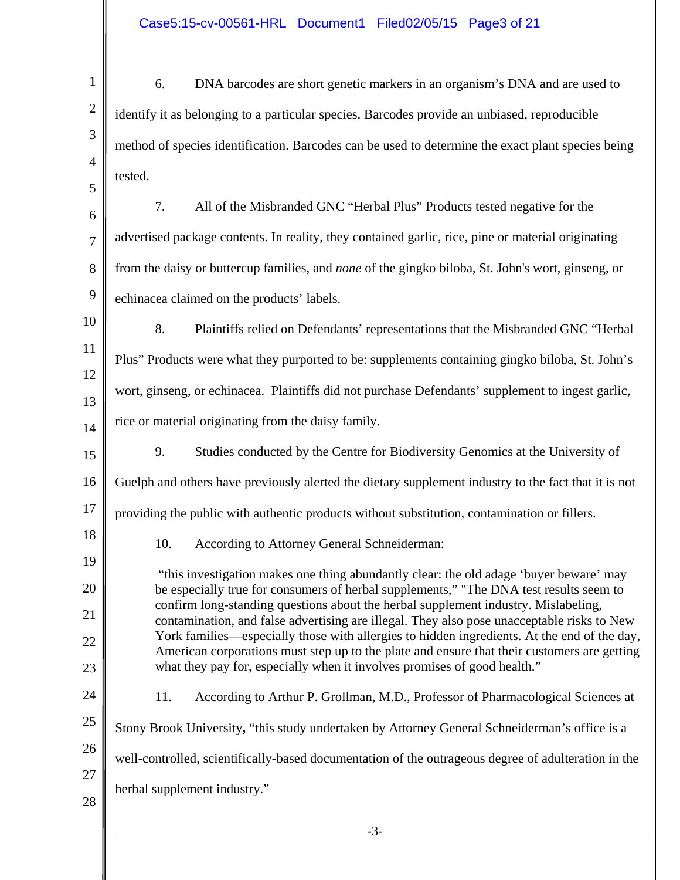6. DNA barcodes are short genetic markers in an organism's DNA and are used to identify it as belonging to a particular species. Barcodes provide an unbiased, reproducible method of species identification. Barcodes can be used to determine the exact plant species being tested.

7. All of the Misbranded GNC "Herbal Plus" Products tested negative for the advertised package contents. In reality, they contained garlic, rice, pine or material originating from the daisy or buttercup families, and *none* of the gingko biloba, St. John's wort, ginseng, or echinacea claimed on the products' labels.

8. Plaintiffs relied on Defendants' representations that the Misbranded GNC "Herbal Plus" Products were what they purported to be: supplements containing gingko biloba, St. John's wort, ginseng, or echinacea. Plaintiffs did not purchase Defendants' supplement to ingest garlic, rice or material originating from the daisy family.

9. Studies conducted by the Centre for Biodiversity Genomics at the University of Guelph and others have previously alerted the dietary supplement industry to the fact that it is not providing the public with authentic products without substitution, contamination or fillers.

10. According to Attorney General Schneiderman:

> "this investigation makes one thing abundantly clear: the old adage 'buyer beware' may be especially true for consumers of herbal supplements," "The DNA test results seem to confirm long-standing questions about the herbal supplement industry. Mislabeling, contamination, and false advertising are illegal. They also pose unacceptable risks to New York families—especially those with allergies to hidden ingredients. At the end of the day, American corporations must step up to the plate and ensure that their customers are getting what they pay for, especially when it involves promises of good health."

11. According to Arthur P. Grollman, M.D., Professor of Pharmacological Sciences at Stony Brook University**,** "this study undertaken by Attorney General Schneiderman's office is a well-controlled, scientifically-based documentation of the outrageous degree of adulteration in the herbal supplement industry."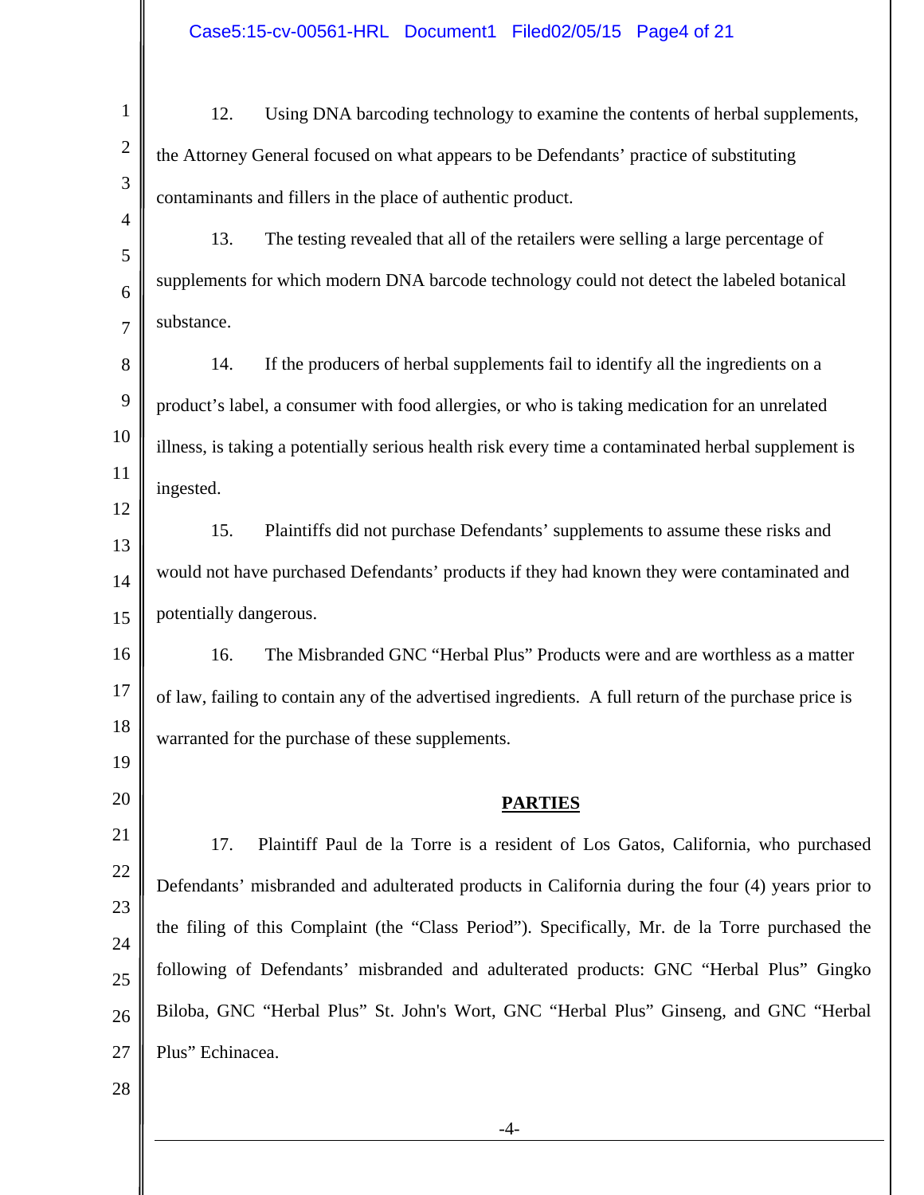12. Using DNA barcoding technology to examine the contents of herbal supplements, the Attorney General focused on what appears to be Defendants' practice of substituting contaminants and fillers in the place of authentic product.

13. The testing revealed that all of the retailers were selling a large percentage of supplements for which modern DNA barcode technology could not detect the labeled botanical substance.

14. If the producers of herbal supplements fail to identify all the ingredients on a product's label, a consumer with food allergies, or who is taking medication for an unrelated illness, is taking a potentially serious health risk every time a contaminated herbal supplement is ingested.

15. Plaintiffs did not purchase Defendants' supplements to assume these risks and would not have purchased Defendants' products if they had known they were contaminated and potentially dangerous.

16. The Misbranded GNC "Herbal Plus" Products were and are worthless as a matter of law, failing to contain any of the advertised ingredients. A full return of the purchase price is warranted for the purchase of these supplements.

## PARTIES

17. Plaintiff Paul de la Torre is a resident of Los Gatos, California, who purchased Defendants' misbranded and adulterated products in California during the four (4) years prior to the filing of this Complaint (the "Class Period"). Specifically, Mr. de la Torre purchased the following of Defendants' misbranded and adulterated products: GNC "Herbal Plus" Gingko Biloba, GNC "Herbal Plus" St. John's Wort, GNC "Herbal Plus" Ginseng, and GNC "Herbal Plus" Echinacea.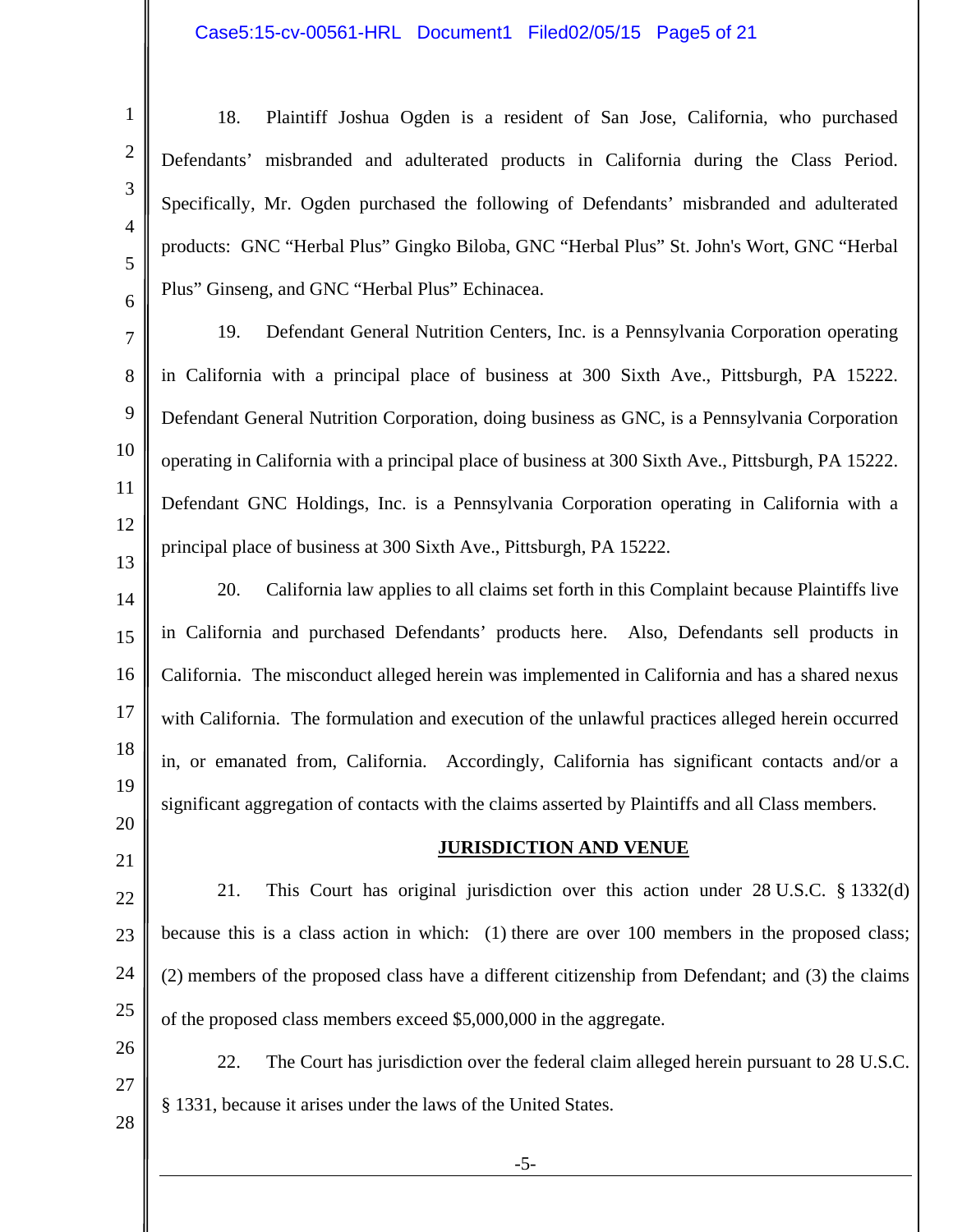18. Plaintiff Joshua Ogden is a resident of San Jose, California, who purchased Defendants' misbranded and adulterated products in California during the Class Period. Specifically, Mr. Ogden purchased the following of Defendants' misbranded and adulterated products: GNC "Herbal Plus" Gingko Biloba, GNC "Herbal Plus" St. John's Wort, GNC "Herbal Plus" Ginseng, and GNC "Herbal Plus" Echinacea.

19. Defendant General Nutrition Centers, Inc. is a Pennsylvania Corporation operating in California with a principal place of business at 300 Sixth Ave., Pittsburgh, PA 15222. Defendant General Nutrition Corporation, doing business as GNC, is a Pennsylvania Corporation operating in California with a principal place of business at 300 Sixth Ave., Pittsburgh, PA 15222. Defendant GNC Holdings, Inc. is a Pennsylvania Corporation operating in California with a principal place of business at 300 Sixth Ave., Pittsburgh, PA 15222.

20. California law applies to all claims set forth in this Complaint because Plaintiffs live in California and purchased Defendants' products here. Also, Defendants sell products in California. The misconduct alleged herein was implemented in California and has a shared nexus with California. The formulation and execution of the unlawful practices alleged herein occurred in, or emanated from, California. Accordingly, California has significant contacts and/or a significant aggregation of contacts with the claims asserted by Plaintiffs and all Class members.

## JURISDICTION AND VENUE

21. This Court has original jurisdiction over this action under 28 U.S.C. § 1332(d) because this is a class action in which: (1) there are over 100 members in the proposed class; (2) members of the proposed class have a different citizenship from Defendant; and (3) the claims of the proposed class members exceed $5,000,000 in the aggregate.

22. The Court has jurisdiction over the federal claim alleged herein pursuant to 28 U.S.C. § 1331, because it arises under the laws of the United States.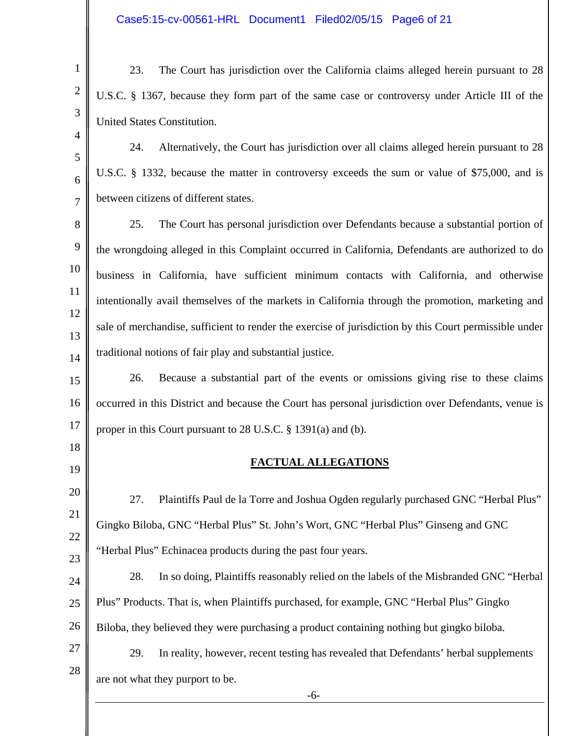23. The Court has jurisdiction over the California claims alleged herein pursuant to 28 U.S.C. § 1367, because they form part of the same case or controversy under Article III of the United States Constitution.

24. Alternatively, the Court has jurisdiction over all claims alleged herein pursuant to 28 U.S.C. § 1332, because the matter in controversy exceeds the sum or value of $75,000, and is between citizens of different states.

25. The Court has personal jurisdiction over Defendants because a substantial portion of the wrongdoing alleged in this Complaint occurred in California, Defendants are authorized to do business in California, have sufficient minimum contacts with California, and otherwise intentionally avail themselves of the markets in California through the promotion, marketing and sale of merchandise, sufficient to render the exercise of jurisdiction by this Court permissible under traditional notions of fair play and substantial justice.

26. Because a substantial part of the events or omissions giving rise to these claims occurred in this District and because the Court has personal jurisdiction over Defendants, venue is proper in this Court pursuant to 28 U.S.C. § 1391(a) and (b).

**FACTUAL ALLEGATIONS**

27. Plaintiffs Paul de la Torre and Joshua Ogden regularly purchased GNC "Herbal Plus" Gingko Biloba, GNC "Herbal Plus" St. John's Wort, GNC "Herbal Plus" Ginseng and GNC "Herbal Plus" Echinacea products during the past four years.

28. In so doing, Plaintiffs reasonably relied on the labels of the Misbranded GNC "Herbal Plus" Products. That is, when Plaintiffs purchased, for example, GNC "Herbal Plus" Gingko Biloba, they believed they were purchasing a product containing nothing but gingko biloba.

29. In reality, however, recent testing has revealed that Defendants' herbal supplements are not what they purport to be.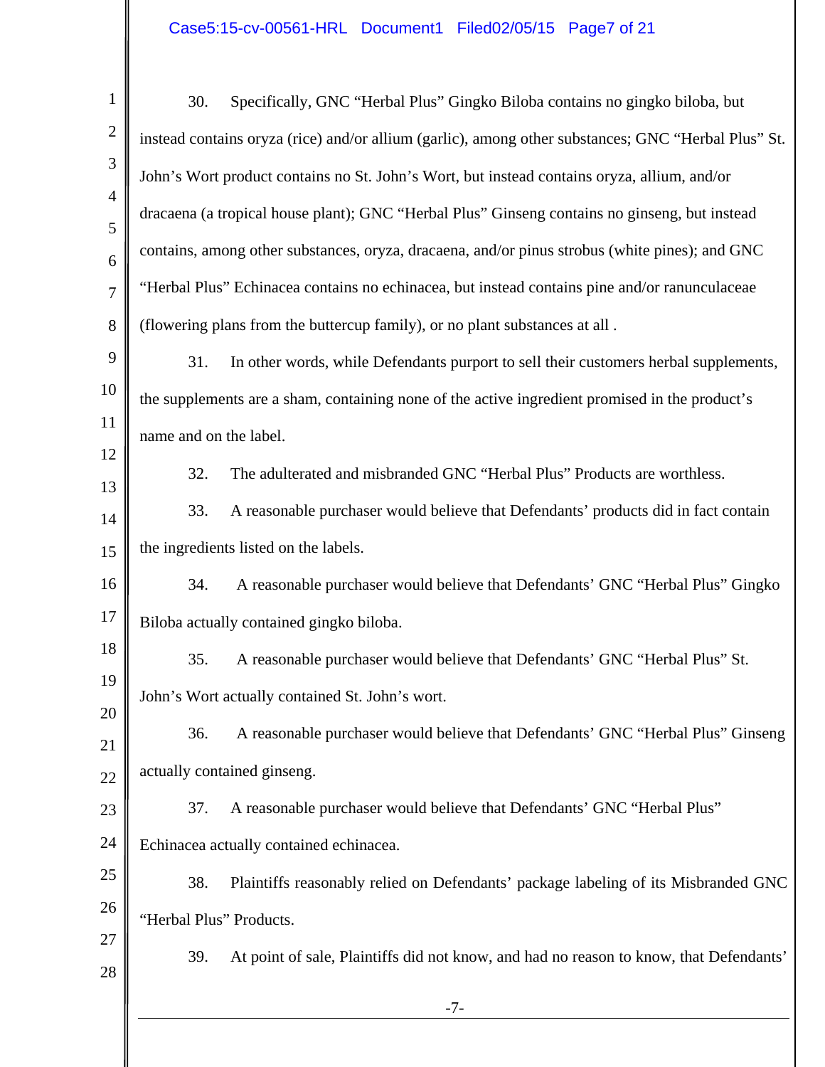30. Specifically, GNC "Herbal Plus" Gingko Biloba contains no gingko biloba, but instead contains oryza (rice) and/or allium (garlic), among other substances; GNC "Herbal Plus" St. John's Wort product contains no St. John's Wort, but instead contains oryza, allium, and/or dracaena (a tropical house plant); GNC "Herbal Plus" Ginseng contains no ginseng, but instead contains, among other substances, oryza, dracaena, and/or pinus strobus (white pines); and GNC "Herbal Plus" Echinacea contains no echinacea, but instead contains pine and/or ranunculaceae (flowering plans from the buttercup family), or no plant substances at all .

31. In other words, while Defendants purport to sell their customers herbal supplements, the supplements are a sham, containing none of the active ingredient promised in the product's name and on the label.

32. The adulterated and misbranded GNC "Herbal Plus" Products are worthless.

33. A reasonable purchaser would believe that Defendants' products did in fact contain the ingredients listed on the labels.

34. A reasonable purchaser would believe that Defendants' GNC "Herbal Plus" Gingko Biloba actually contained gingko biloba.

35. A reasonable purchaser would believe that Defendants' GNC "Herbal Plus" St. John's Wort actually contained St. John's wort.

36. A reasonable purchaser would believe that Defendants' GNC "Herbal Plus" Ginseng actually contained ginseng.

37. A reasonable purchaser would believe that Defendants' GNC "Herbal Plus" Echinacea actually contained echinacea.

38. Plaintiffs reasonably relied on Defendants' package labeling of its Misbranded GNC "Herbal Plus" Products.

39. At point of sale, Plaintiffs did not know, and had no reason to know, that Defendants'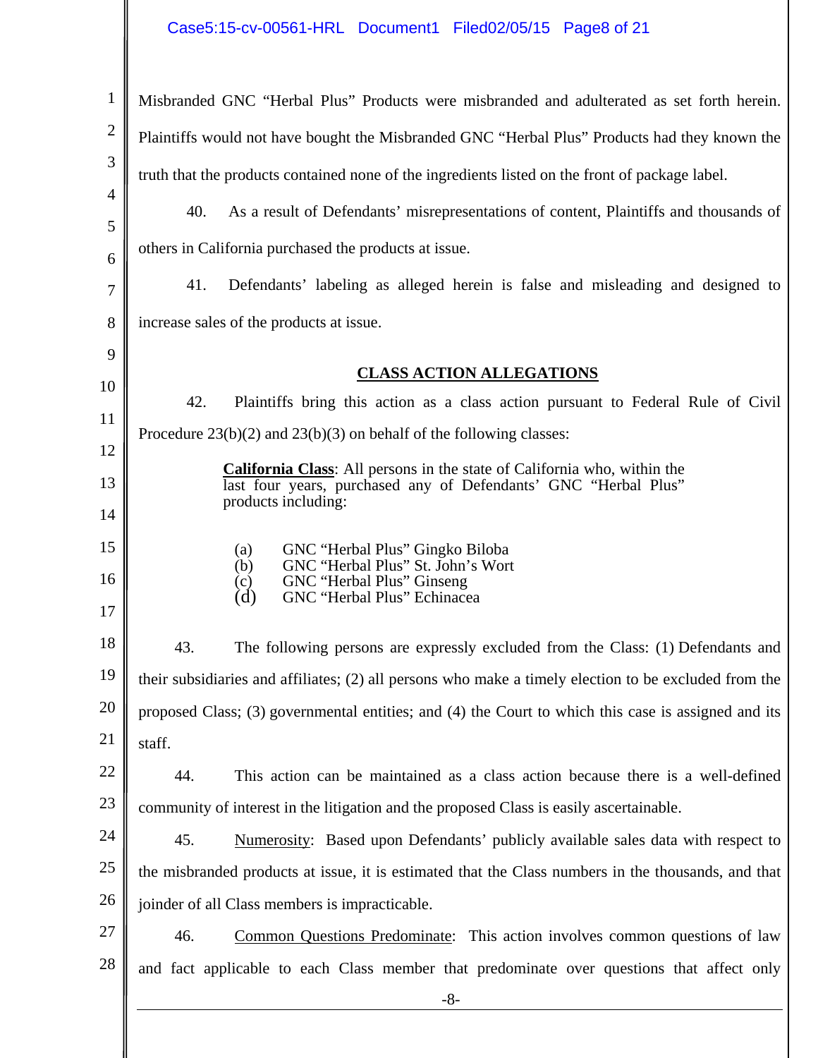Misbranded GNC "Herbal Plus" Products were misbranded and adulterated as set forth herein. Plaintiffs would not have bought the Misbranded GNC "Herbal Plus" Products had they known the truth that the products contained none of the ingredients listed on the front of package label.

40. As a result of Defendants' misrepresentations of content, Plaintiffs and thousands of others in California purchased the products at issue.

41. Defendants' labeling as alleged herein is false and misleading and designed to increase sales of the products at issue.

## CLASS ACTION ALLEGATIONS

42. Plaintiffs bring this action as a class action pursuant to Federal Rule of Civil Procedure 23(b)(2) and 23(b)(3) on behalf of the following classes:

> **California Class**: All persons in the state of California who, within the last four years, purchased any of Defendants' GNC "Herbal Plus" products including:
>
> (a) GNC "Herbal Plus" Gingko Biloba
> (b) GNC "Herbal Plus" St. John's Wort
> (c) GNC "Herbal Plus" Ginseng
> (d) GNC "Herbal Plus" Echinacea

43. The following persons are expressly excluded from the Class: (1) Defendants and their subsidiaries and affiliates; (2) all persons who make a timely election to be excluded from the proposed Class; (3) governmental entities; and (4) the Court to which this case is assigned and its staff.

44. This action can be maintained as a class action because there is a well-defined community of interest in the litigation and the proposed Class is easily ascertainable.

45. Numerosity: Based upon Defendants' publicly available sales data with respect to the misbranded products at issue, it is estimated that the Class numbers in the thousands, and that joinder of all Class members is impracticable.

46. Common Questions Predominate: This action involves common questions of law and fact applicable to each Class member that predominate over questions that affect only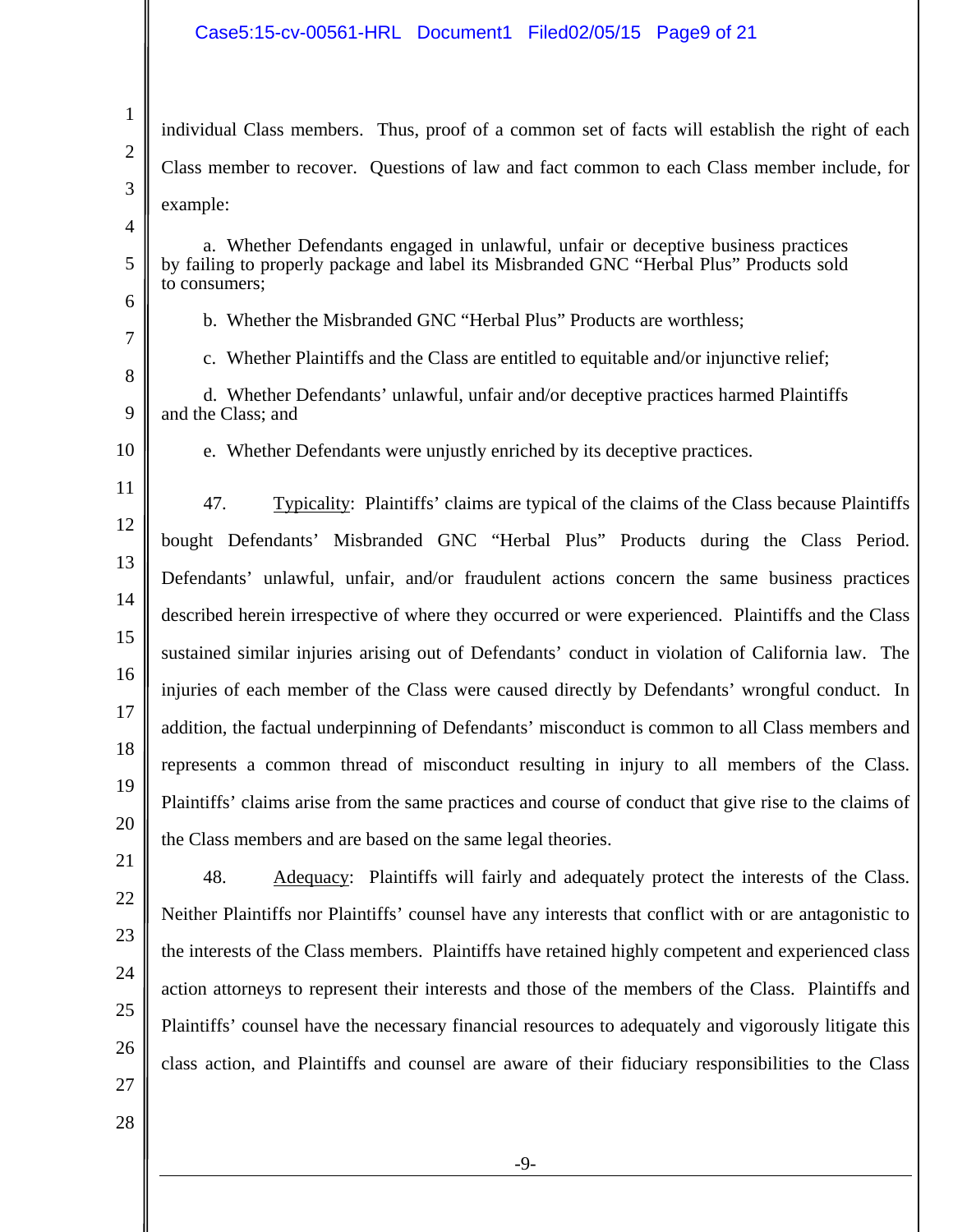individual Class members. Thus, proof of a common set of facts will establish the right of each Class member to recover. Questions of law and fact common to each Class member include, for example:

a. Whether Defendants engaged in unlawful, unfair or deceptive business practices by failing to properly package and label its Misbranded GNC "Herbal Plus" Products sold to consumers;

b. Whether the Misbranded GNC "Herbal Plus" Products are worthless;

c. Whether Plaintiffs and the Class are entitled to equitable and/or injunctive relief;

d. Whether Defendants' unlawful, unfair and/or deceptive practices harmed Plaintiffs and the Class; and

e. Whether Defendants were unjustly enriched by its deceptive practices.

47. Typicality: Plaintiffs' claims are typical of the claims of the Class because Plaintiffs bought Defendants' Misbranded GNC "Herbal Plus" Products during the Class Period. Defendants' unlawful, unfair, and/or fraudulent actions concern the same business practices described herein irrespective of where they occurred or were experienced. Plaintiffs and the Class sustained similar injuries arising out of Defendants' conduct in violation of California law. The injuries of each member of the Class were caused directly by Defendants' wrongful conduct. In addition, the factual underpinning of Defendants' misconduct is common to all Class members and represents a common thread of misconduct resulting in injury to all members of the Class. Plaintiffs' claims arise from the same practices and course of conduct that give rise to the claims of the Class members and are based on the same legal theories.

48. Adequacy: Plaintiffs will fairly and adequately protect the interests of the Class. Neither Plaintiffs nor Plaintiffs' counsel have any interests that conflict with or are antagonistic to the interests of the Class members. Plaintiffs have retained highly competent and experienced class action attorneys to represent their interests and those of the members of the Class. Plaintiffs and Plaintiffs' counsel have the necessary financial resources to adequately and vigorously litigate this class action, and Plaintiffs and counsel are aware of their fiduciary responsibilities to the Class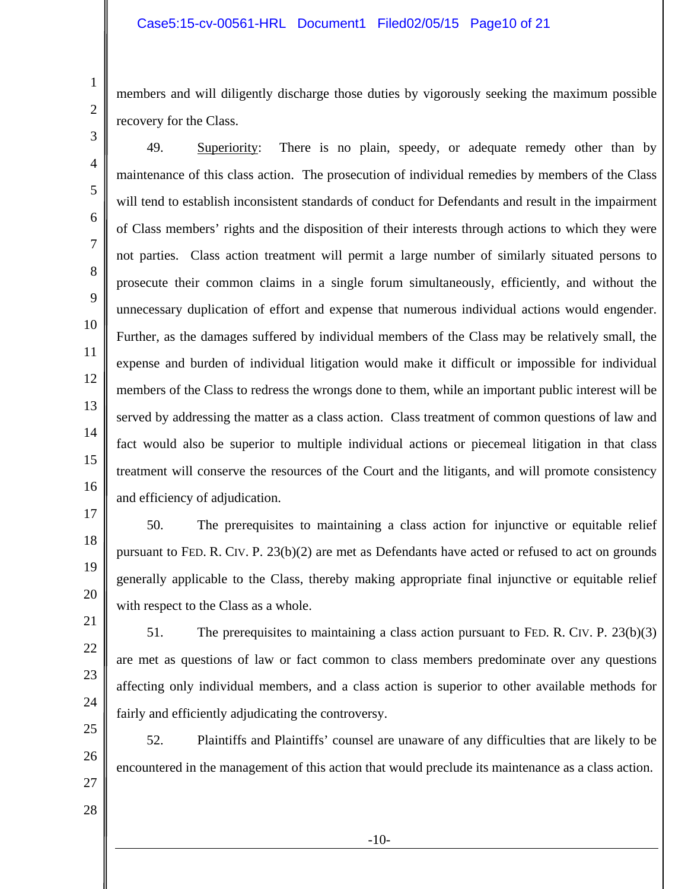members and will diligently discharge those duties by vigorously seeking the maximum possible recovery for the Class.

49. Superiority: There is no plain, speedy, or adequate remedy other than by maintenance of this class action. The prosecution of individual remedies by members of the Class will tend to establish inconsistent standards of conduct for Defendants and result in the impairment of Class members' rights and the disposition of their interests through actions to which they were not parties. Class action treatment will permit a large number of similarly situated persons to prosecute their common claims in a single forum simultaneously, efficiently, and without the unnecessary duplication of effort and expense that numerous individual actions would engender. Further, as the damages suffered by individual members of the Class may be relatively small, the expense and burden of individual litigation would make it difficult or impossible for individual members of the Class to redress the wrongs done to them, while an important public interest will be served by addressing the matter as a class action. Class treatment of common questions of law and fact would also be superior to multiple individual actions or piecemeal litigation in that class treatment will conserve the resources of the Court and the litigants, and will promote consistency and efficiency of adjudication.

50. The prerequisites to maintaining a class action for injunctive or equitable relief pursuant to FED. R. CIV. P. 23(b)(2) are met as Defendants have acted or refused to act on grounds generally applicable to the Class, thereby making appropriate final injunctive or equitable relief with respect to the Class as a whole.

51. The prerequisites to maintaining a class action pursuant to FED. R. CIV. P. 23(b)(3) are met as questions of law or fact common to class members predominate over any questions affecting only individual members, and a class action is superior to other available methods for fairly and efficiently adjudicating the controversy.

52. Plaintiffs and Plaintiffs' counsel are unaware of any difficulties that are likely to be encountered in the management of this action that would preclude its maintenance as a class action.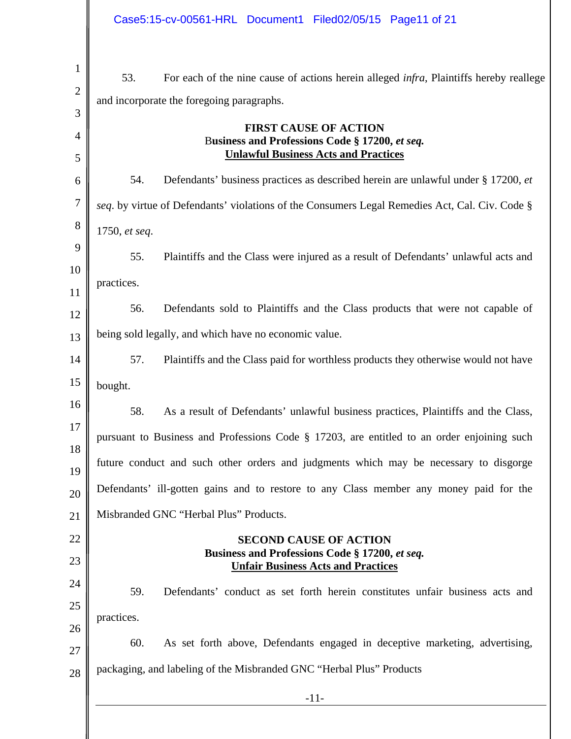53. For each of the nine cause of actions herein alleged *infra*, Plaintiffs hereby reallege and incorporate the foregoing paragraphs.

**FIRST CAUSE OF ACTION**
**Business and Professions Code § 17200, *et seq.***
**<u>Unlawful Business Acts and Practices</u>**

54. Defendants' business practices as described herein are unlawful under § 17200, *et seq*. by virtue of Defendants' violations of the Consumers Legal Remedies Act, Cal. Civ. Code § 1750, *et seq*.

55. Plaintiffs and the Class were injured as a result of Defendants' unlawful acts and practices.

56. Defendants sold to Plaintiffs and the Class products that were not capable of being sold legally, and which have no economic value.

57. Plaintiffs and the Class paid for worthless products they otherwise would not have bought.

58. As a result of Defendants' unlawful business practices, Plaintiffs and the Class, pursuant to Business and Professions Code § 17203, are entitled to an order enjoining such future conduct and such other orders and judgments which may be necessary to disgorge Defendants' ill-gotten gains and to restore to any Class member any money paid for the Misbranded GNC "Herbal Plus" Products.

**SECOND CAUSE OF ACTION**
**Business and Professions Code § 17200, *et seq.***
**<u>Unfair Business Acts and Practices</u>**

59. Defendants' conduct as set forth herein constitutes unfair business acts and practices.

60. As set forth above, Defendants engaged in deceptive marketing, advertising, packaging, and labeling of the Misbranded GNC "Herbal Plus" Products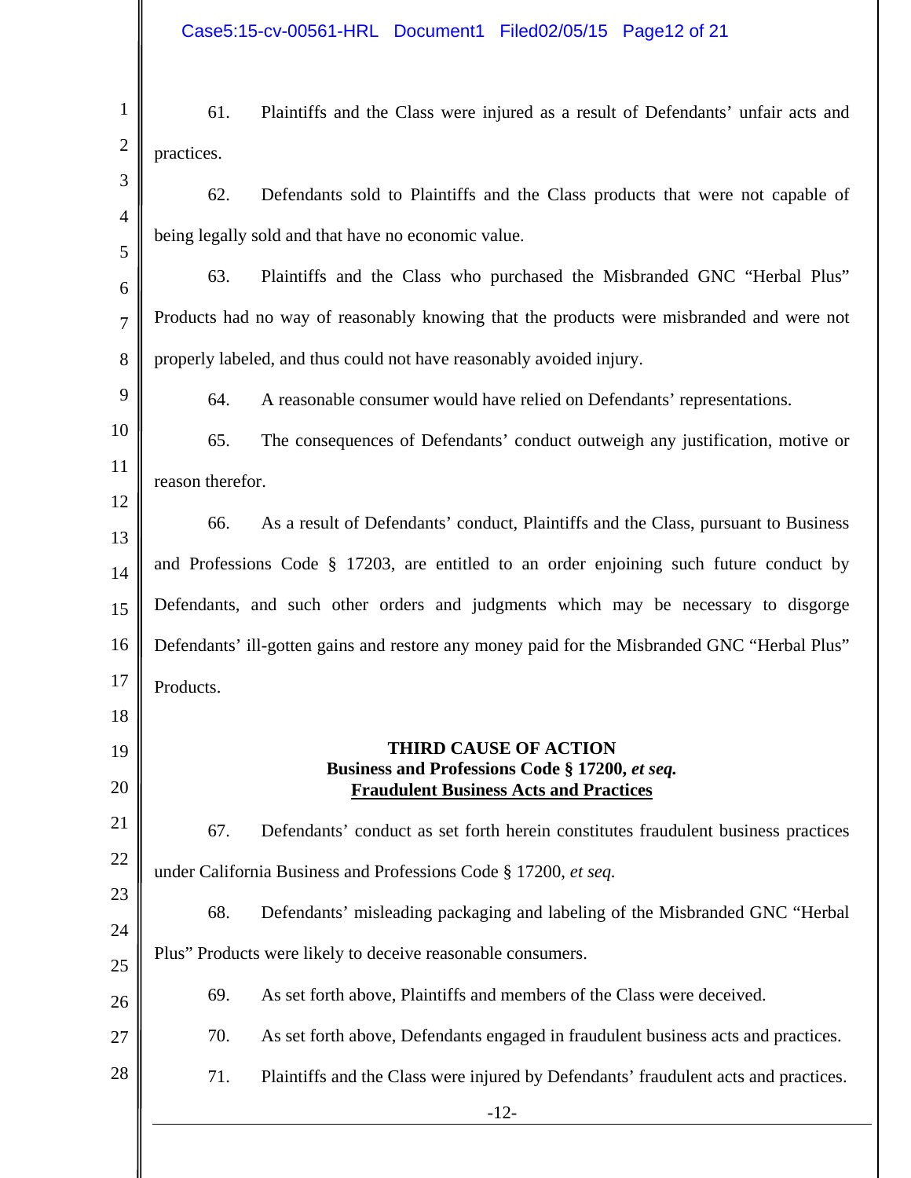61. Plaintiffs and the Class were injured as a result of Defendants' unfair acts and practices.

62. Defendants sold to Plaintiffs and the Class products that were not capable of being legally sold and that have no economic value.

63. Plaintiffs and the Class who purchased the Misbranded GNC "Herbal Plus" Products had no way of reasonably knowing that the products were misbranded and were not properly labeled, and thus could not have reasonably avoided injury.

64. A reasonable consumer would have relied on Defendants' representations.

65. The consequences of Defendants' conduct outweigh any justification, motive or reason therefor.

66. As a result of Defendants' conduct, Plaintiffs and the Class, pursuant to Business and Professions Code § 17203, are entitled to an order enjoining such future conduct by Defendants, and such other orders and judgments which may be necessary to disgorge Defendants' ill-gotten gains and restore any money paid for the Misbranded GNC "Herbal Plus" Products.

**THIRD CAUSE OF ACTION**
**Business and Professions Code § 17200, *et seq.***
**Fraudulent Business Acts and Practices**

67. Defendants' conduct as set forth herein constitutes fraudulent business practices under California Business and Professions Code § 17200, *et seq.*

68. Defendants' misleading packaging and labeling of the Misbranded GNC "Herbal Plus" Products were likely to deceive reasonable consumers.

69. As set forth above, Plaintiffs and members of the Class were deceived.

70. As set forth above, Defendants engaged in fraudulent business acts and practices.

71. Plaintiffs and the Class were injured by Defendants' fraudulent acts and practices.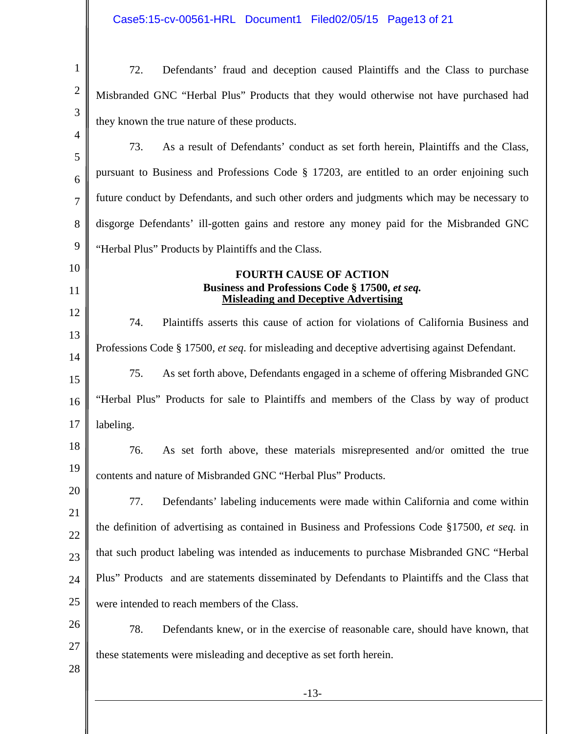72. Defendants' fraud and deception caused Plaintiffs and the Class to purchase Misbranded GNC "Herbal Plus" Products that they would otherwise not have purchased had they known the true nature of these products.

73. As a result of Defendants' conduct as set forth herein, Plaintiffs and the Class, pursuant to Business and Professions Code § 17203, are entitled to an order enjoining such future conduct by Defendants, and such other orders and judgments which may be necessary to disgorge Defendants' ill-gotten gains and restore any money paid for the Misbranded GNC "Herbal Plus" Products by Plaintiffs and the Class.

**FOURTH CAUSE OF ACTION**
**Business and Professions Code § 17500, *et seq.***
**Misleading and Deceptive Advertising**

74. Plaintiffs asserts this cause of action for violations of California Business and Professions Code § 17500, *et seq*. for misleading and deceptive advertising against Defendant.

75. As set forth above, Defendants engaged in a scheme of offering Misbranded GNC "Herbal Plus" Products for sale to Plaintiffs and members of the Class by way of product labeling.

76. As set forth above, these materials misrepresented and/or omitted the true contents and nature of Misbranded GNC "Herbal Plus" Products.

77. Defendants' labeling inducements were made within California and come within the definition of advertising as contained in Business and Professions Code §17500, *et seq.* in that such product labeling was intended as inducements to purchase Misbranded GNC "Herbal Plus" Products and are statements disseminated by Defendants to Plaintiffs and the Class that were intended to reach members of the Class.

78. Defendants knew, or in the exercise of reasonable care, should have known, that these statements were misleading and deceptive as set forth herein.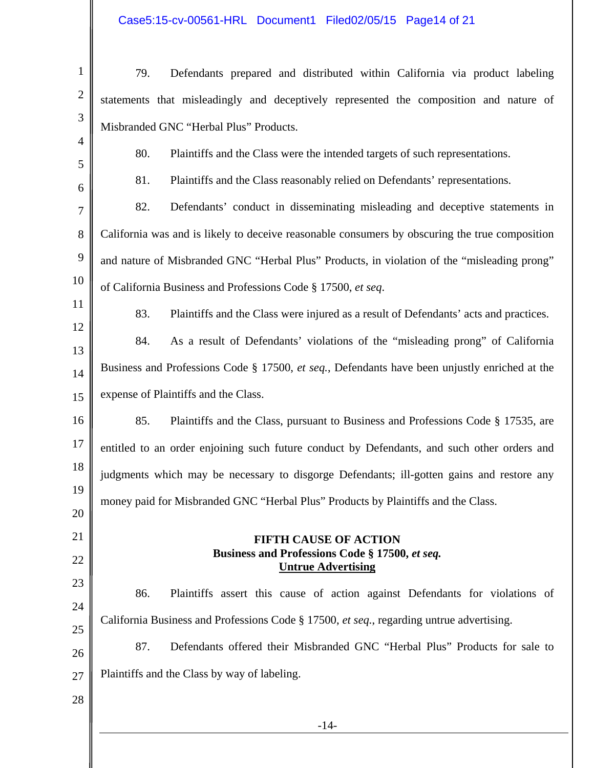79. Defendants prepared and distributed within California via product labeling statements that misleadingly and deceptively represented the composition and nature of Misbranded GNC "Herbal Plus" Products.

80. Plaintiffs and the Class were the intended targets of such representations.

81. Plaintiffs and the Class reasonably relied on Defendants' representations.

82. Defendants' conduct in disseminating misleading and deceptive statements in California was and is likely to deceive reasonable consumers by obscuring the true composition and nature of Misbranded GNC "Herbal Plus" Products, in violation of the "misleading prong" of California Business and Professions Code § 17500, *et seq*.

83. Plaintiffs and the Class were injured as a result of Defendants' acts and practices.

84. As a result of Defendants' violations of the "misleading prong" of California Business and Professions Code § 17500, *et seq.*, Defendants have been unjustly enriched at the expense of Plaintiffs and the Class.

85. Plaintiffs and the Class, pursuant to Business and Professions Code § 17535, are entitled to an order enjoining such future conduct by Defendants, and such other orders and judgments which may be necessary to disgorge Defendants; ill-gotten gains and restore any money paid for Misbranded GNC "Herbal Plus" Products by Plaintiffs and the Class.

## FIFTH CAUSE OF ACTION
**Business and Professions Code § 17500, *et seq.***
**Untrue Advertising**

86. Plaintiffs assert this cause of action against Defendants for violations of California Business and Professions Code § 17500, *et seq.*, regarding untrue advertising.

87. Defendants offered their Misbranded GNC "Herbal Plus" Products for sale to Plaintiffs and the Class by way of labeling.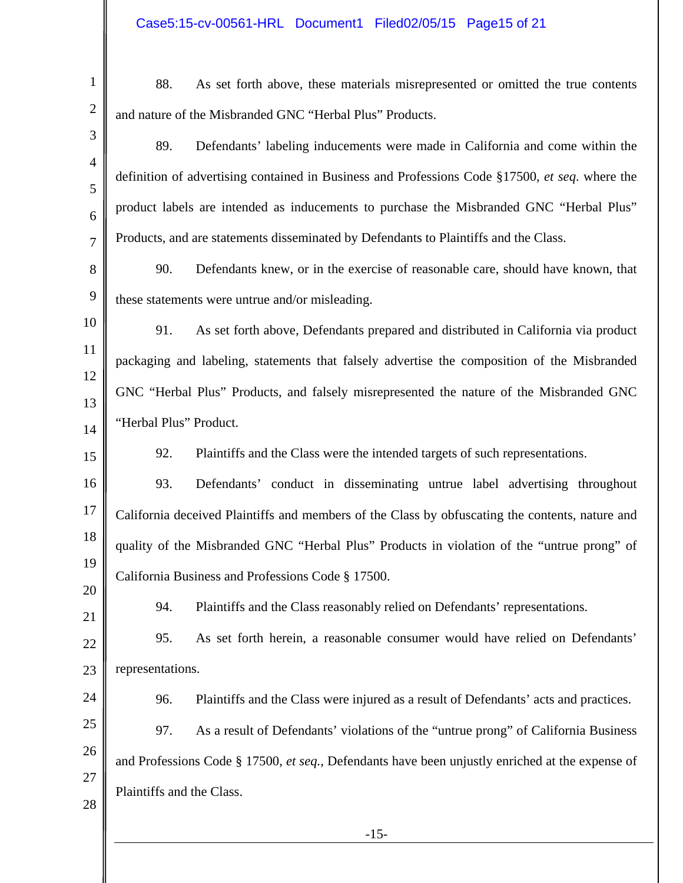88. As set forth above, these materials misrepresented or omitted the true contents and nature of the Misbranded GNC "Herbal Plus" Products.

89. Defendants' labeling inducements were made in California and come within the definition of advertising contained in Business and Professions Code §17500, *et seq.* where the product labels are intended as inducements to purchase the Misbranded GNC "Herbal Plus" Products, and are statements disseminated by Defendants to Plaintiffs and the Class.

90. Defendants knew, or in the exercise of reasonable care, should have known, that these statements were untrue and/or misleading.

91. As set forth above, Defendants prepared and distributed in California via product packaging and labeling, statements that falsely advertise the composition of the Misbranded GNC "Herbal Plus" Products, and falsely misrepresented the nature of the Misbranded GNC "Herbal Plus" Product.

92. Plaintiffs and the Class were the intended targets of such representations.

93. Defendants' conduct in disseminating untrue label advertising throughout California deceived Plaintiffs and members of the Class by obfuscating the contents, nature and quality of the Misbranded GNC "Herbal Plus" Products in violation of the "untrue prong" of California Business and Professions Code § 17500.

94. Plaintiffs and the Class reasonably relied on Defendants' representations.

95. As set forth herein, a reasonable consumer would have relied on Defendants' representations.

96. Plaintiffs and the Class were injured as a result of Defendants' acts and practices.

97. As a result of Defendants' violations of the "untrue prong" of California Business and Professions Code § 17500, *et seq.*, Defendants have been unjustly enriched at the expense of Plaintiffs and the Class.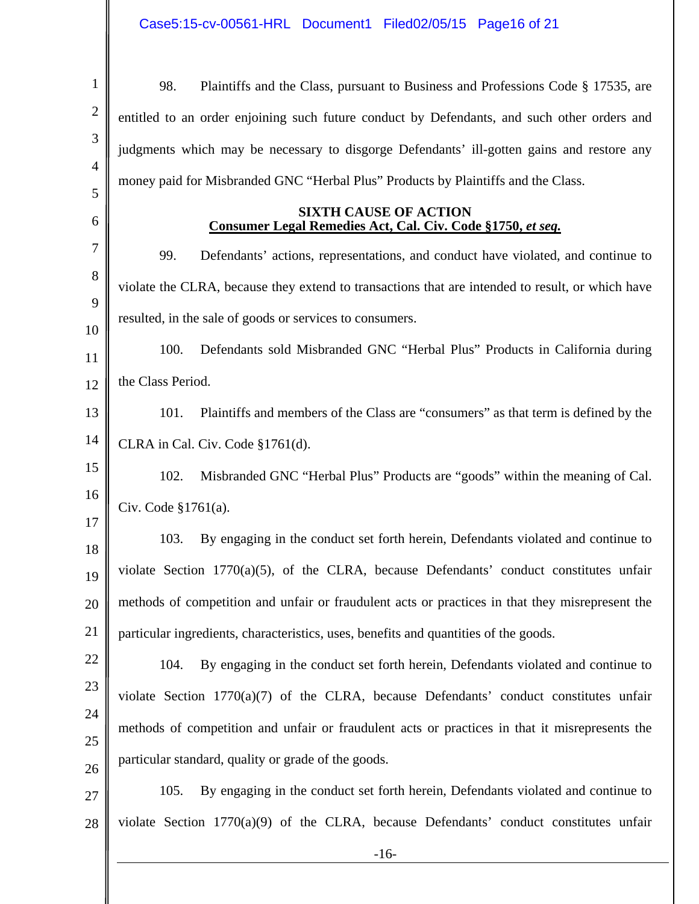98. Plaintiffs and the Class, pursuant to Business and Professions Code § 17535, are entitled to an order enjoining such future conduct by Defendants, and such other orders and judgments which may be necessary to disgorge Defendants' ill-gotten gains and restore any money paid for Misbranded GNC "Herbal Plus" Products by Plaintiffs and the Class.

**SIXTH CAUSE OF ACTION**
**Consumer Legal Remedies Act, Cal. Civ. Code §1750, *et seq.***

99. Defendants' actions, representations, and conduct have violated, and continue to violate the CLRA, because they extend to transactions that are intended to result, or which have resulted, in the sale of goods or services to consumers.

100. Defendants sold Misbranded GNC "Herbal Plus" Products in California during the Class Period.

101. Plaintiffs and members of the Class are "consumers" as that term is defined by the CLRA in Cal. Civ. Code §1761(d).

102. Misbranded GNC "Herbal Plus" Products are "goods" within the meaning of Cal. Civ. Code §1761(a).

103. By engaging in the conduct set forth herein, Defendants violated and continue to violate Section 1770(a)(5), of the CLRA, because Defendants' conduct constitutes unfair methods of competition and unfair or fraudulent acts or practices in that they misrepresent the particular ingredients, characteristics, uses, benefits and quantities of the goods.

104. By engaging in the conduct set forth herein, Defendants violated and continue to violate Section 1770(a)(7) of the CLRA, because Defendants' conduct constitutes unfair methods of competition and unfair or fraudulent acts or practices in that it misrepresents the particular standard, quality or grade of the goods.

105. By engaging in the conduct set forth herein, Defendants violated and continue to violate Section 1770(a)(9) of the CLRA, because Defendants' conduct constitutes unfair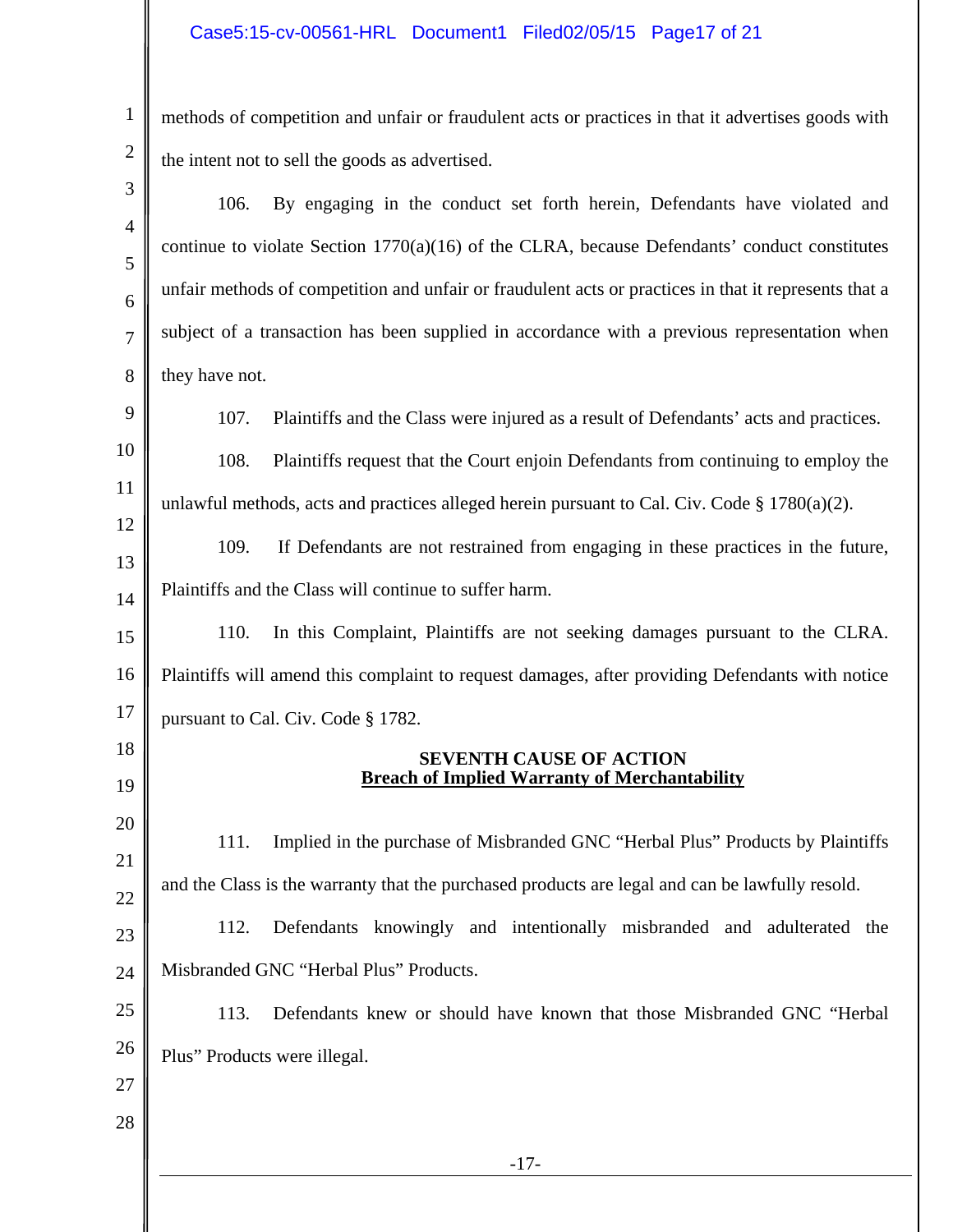methods of competition and unfair or fraudulent acts or practices in that it advertises goods with the intent not to sell the goods as advertised.

106. By engaging in the conduct set forth herein, Defendants have violated and continue to violate Section 1770(a)(16) of the CLRA, because Defendants' conduct constitutes unfair methods of competition and unfair or fraudulent acts or practices in that it represents that a subject of a transaction has been supplied in accordance with a previous representation when they have not.

107. Plaintiffs and the Class were injured as a result of Defendants' acts and practices.

108. Plaintiffs request that the Court enjoin Defendants from continuing to employ the unlawful methods, acts and practices alleged herein pursuant to Cal. Civ. Code § 1780(a)(2).

109. If Defendants are not restrained from engaging in these practices in the future, Plaintiffs and the Class will continue to suffer harm.

110. In this Complaint, Plaintiffs are not seeking damages pursuant to the CLRA. Plaintiffs will amend this complaint to request damages, after providing Defendants with notice pursuant to Cal. Civ. Code § 1782.

**SEVENTH CAUSE OF ACTION**
**Breach of Implied Warranty of Merchantability**

111. Implied in the purchase of Misbranded GNC "Herbal Plus" Products by Plaintiffs and the Class is the warranty that the purchased products are legal and can be lawfully resold.

112. Defendants knowingly and intentionally misbranded and adulterated the Misbranded GNC "Herbal Plus" Products.

113. Defendants knew or should have known that those Misbranded GNC "Herbal Plus" Products were illegal.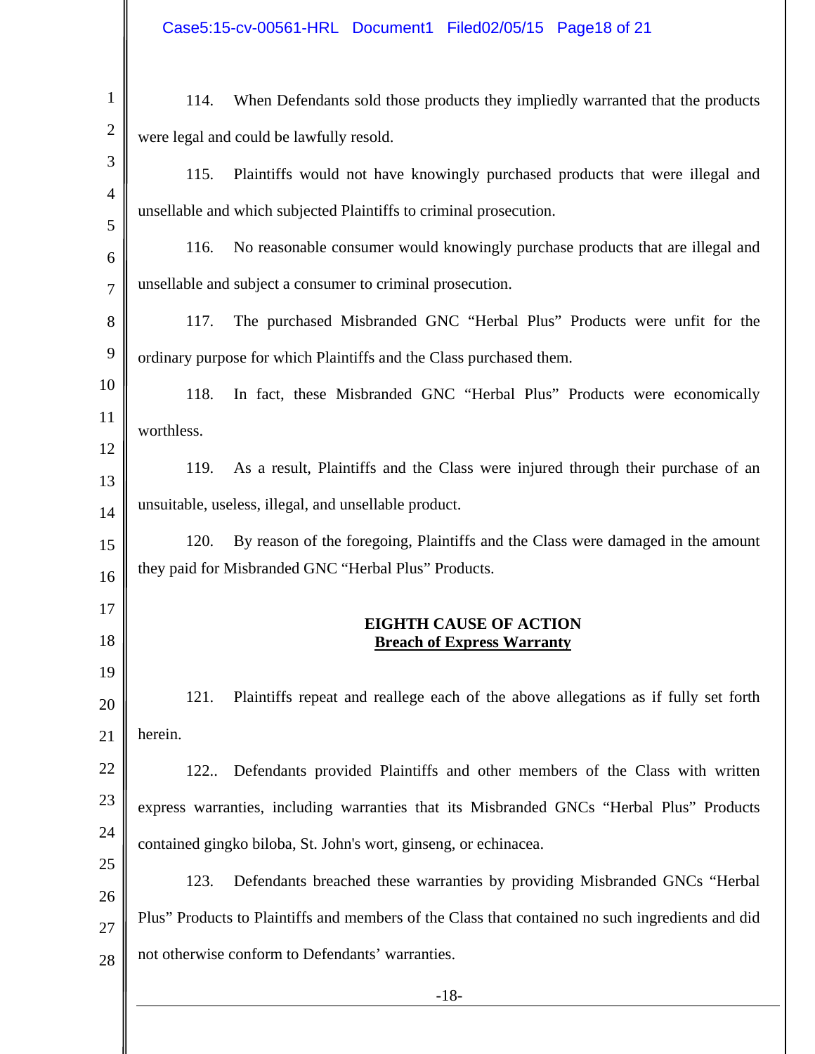114. When Defendants sold those products they impliedly warranted that the products were legal and could be lawfully resold.

115. Plaintiffs would not have knowingly purchased products that were illegal and unsellable and which subjected Plaintiffs to criminal prosecution.

116. No reasonable consumer would knowingly purchase products that are illegal and unsellable and subject a consumer to criminal prosecution.

117. The purchased Misbranded GNC "Herbal Plus" Products were unfit for the ordinary purpose for which Plaintiffs and the Class purchased them.

118. In fact, these Misbranded GNC "Herbal Plus" Products were economically worthless.

119. As a result, Plaintiffs and the Class were injured through their purchase of an unsuitable, useless, illegal, and unsellable product.

120. By reason of the foregoing, Plaintiffs and the Class were damaged in the amount they paid for Misbranded GNC "Herbal Plus" Products.

**EIGHTH CAUSE OF ACTION**
**Breach of Express Warranty**

121. Plaintiffs repeat and reallege each of the above allegations as if fully set forth herein.

122.. Defendants provided Plaintiffs and other members of the Class with written express warranties, including warranties that its Misbranded GNCs "Herbal Plus" Products contained gingko biloba, St. John's wort, ginseng, or echinacea.

123. Defendants breached these warranties by providing Misbranded GNCs "Herbal Plus" Products to Plaintiffs and members of the Class that contained no such ingredients and did not otherwise conform to Defendants' warranties.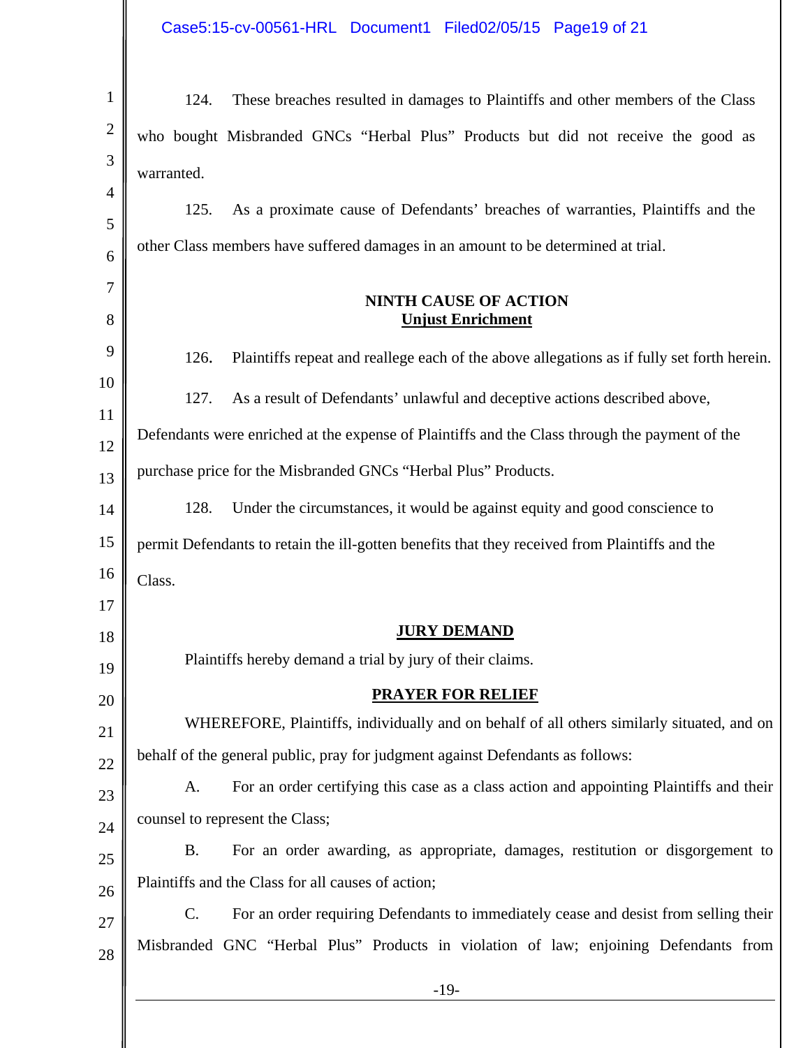124. These breaches resulted in damages to Plaintiffs and other members of the Class who bought Misbranded GNCs "Herbal Plus" Products but did not receive the good as warranted.

125. As a proximate cause of Defendants' breaches of warranties, Plaintiffs and the other Class members have suffered damages in an amount to be determined at trial.

**NINTH CAUSE OF ACTION**
**Unjust Enrichment**

126. Plaintiffs repeat and reallege each of the above allegations as if fully set forth herein.

127. As a result of Defendants' unlawful and deceptive actions described above, Defendants were enriched at the expense of Plaintiffs and the Class through the payment of the purchase price for the Misbranded GNCs "Herbal Plus" Products.

128. Under the circumstances, it would be against equity and good conscience to permit Defendants to retain the ill-gotten benefits that they received from Plaintiffs and the Class.

**JURY DEMAND**

Plaintiffs hereby demand a trial by jury of their claims.

**PRAYER FOR RELIEF**

WHEREFORE, Plaintiffs, individually and on behalf of all others similarly situated, and on behalf of the general public, pray for judgment against Defendants as follows:

A. For an order certifying this case as a class action and appointing Plaintiffs and their counsel to represent the Class;

B. For an order awarding, as appropriate, damages, restitution or disgorgement to Plaintiffs and the Class for all causes of action;

C. For an order requiring Defendants to immediately cease and desist from selling their Misbranded GNC "Herbal Plus" Products in violation of law; enjoining Defendants from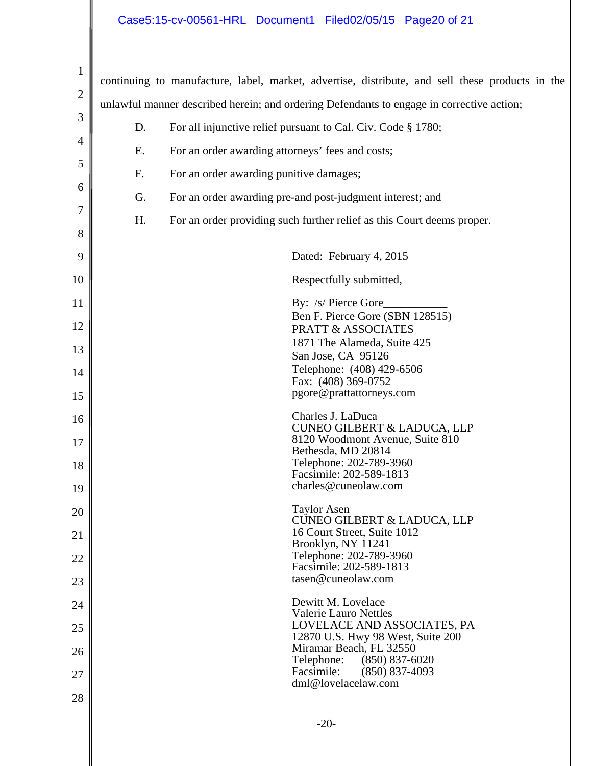continuing to manufacture, label, market, advertise, distribute, and sell these products in the unlawful manner described herein; and ordering Defendants to engage in corrective action;

D. For all injunctive relief pursuant to Cal. Civ. Code § 1780;

E. For an order awarding attorneys' fees and costs;

F. For an order awarding punitive damages;

G. For an order awarding pre-and post-judgment interest; and

H. For an order providing such further relief as this Court deems proper.

Dated: February 4, 2015

Respectfully submitted,

By: /s/ Pierce Gore___________
Ben F. Pierce Gore (SBN 128515)
PRATT & ASSOCIATES
1871 The Alameda, Suite 425
San Jose, CA 95126
Telephone: (408) 429-6506
Fax: (408) 369-0752
pgore@prattattorneys.com

Charles J. LaDuca
CUNEO GILBERT & LADUCA, LLP
8120 Woodmont Avenue, Suite 810
Bethesda, MD 20814
Telephone: 202-789-3960
Facsimile: 202-589-1813
charles@cuneolaw.com

Taylor Asen
CUNEO GILBERT & LADUCA, LLP
16 Court Street, Suite 1012
Brooklyn, NY 11241
Telephone: 202-789-3960
Facsimile: 202-589-1813
tasen@cuneolaw.com

Dewitt M. Lovelace
Valerie Lauro Nettles
LOVELACE AND ASSOCIATES, PA
12870 U.S. Hwy 98 West, Suite 200
Miramar Beach, FL 32550
Telephone: (850) 837-6020
Facsimile: (850) 837-4093
dml@lovelacelaw.com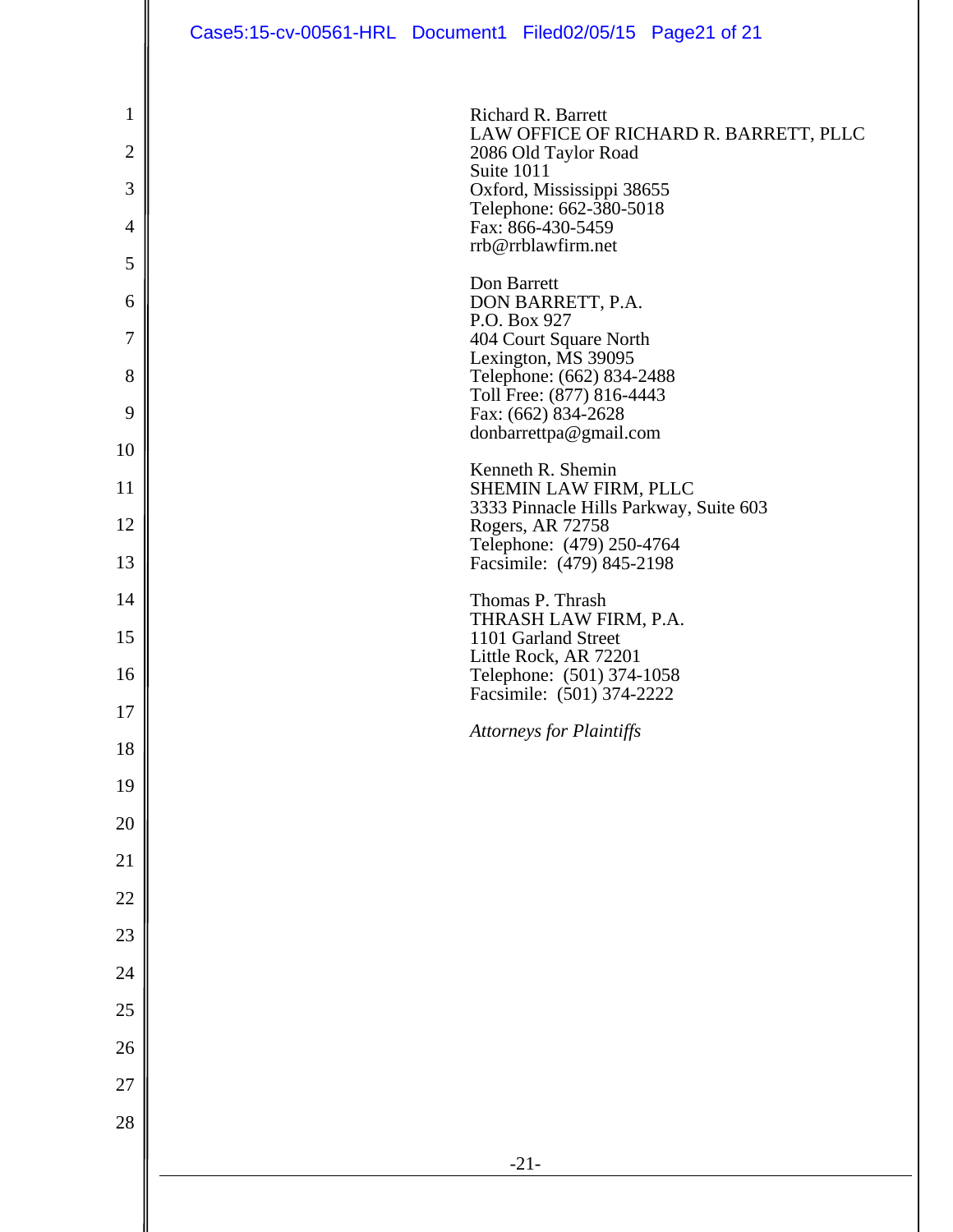Richard R. Barrett
LAW OFFICE OF RICHARD R. BARRETT, PLLC
2086 Old Taylor Road
Suite 1011
Oxford, Mississippi 38655
Telephone: 662-380-5018
Fax: 866-430-5459
rrb@rrblawfirm.net

Don Barrett
DON BARRETT, P.A.
P.O. Box 927
404 Court Square North
Lexington, MS 39095
Telephone: (662) 834-2488
Toll Free: (877) 816-4443
Fax: (662) 834-2628
donbarrettpa@gmail.com

Kenneth R. Shemin
SHEMIN LAW FIRM, PLLC
3333 Pinnacle Hills Parkway, Suite 603
Rogers, AR 72758
Telephone: (479) 250-4764
Facsimile: (479) 845-2198

Thomas P. Thrash
THRASH LAW FIRM, P.A.
1101 Garland Street
Little Rock, AR 72201
Telephone: (501) 374-1058
Facsimile: (501) 374-2222

*Attorneys for Plaintiffs*